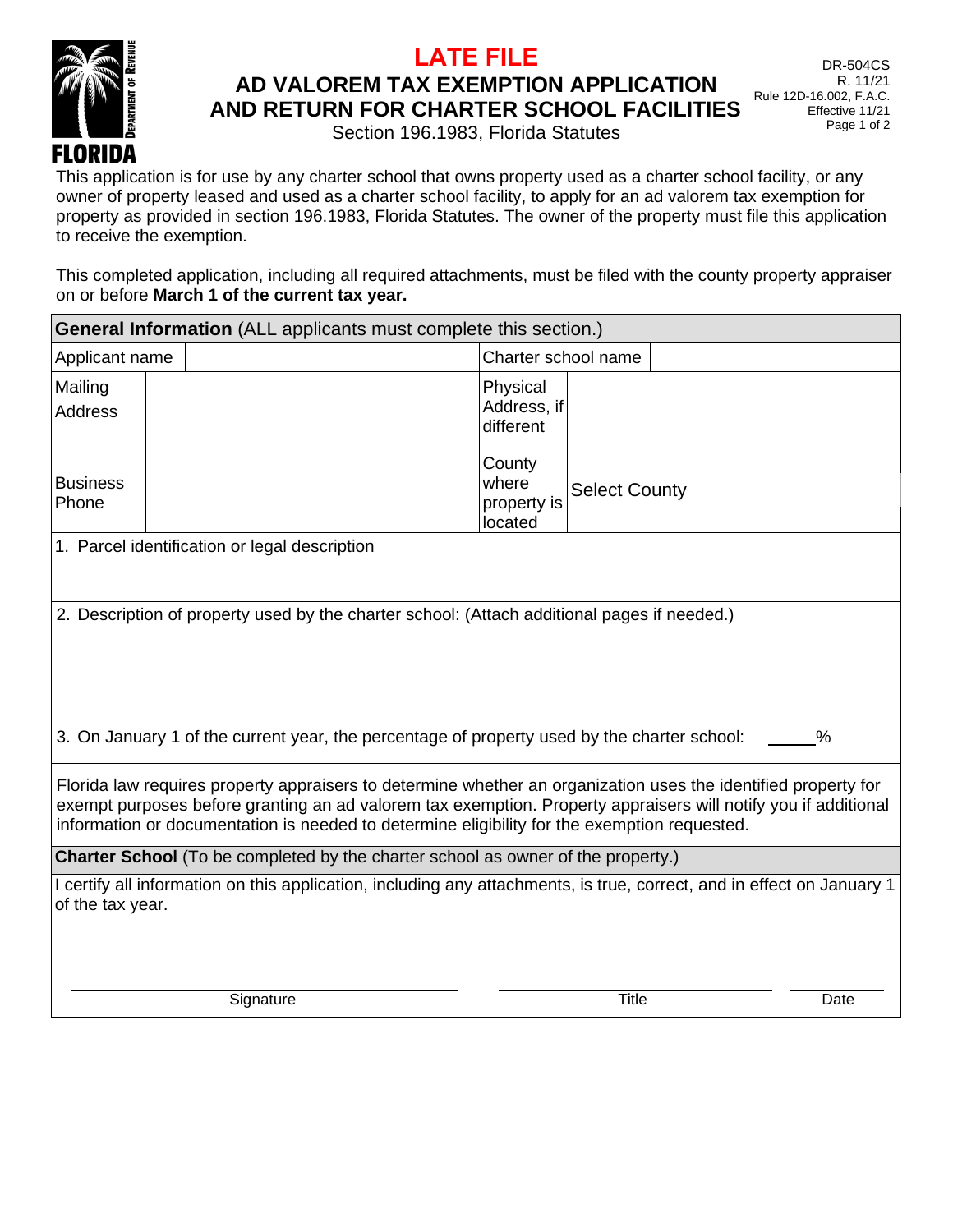# LATE FILE

## AD VALOREM TAX EXEMPTION APPLICATION AND RETURN FOR CHARTER SCHOOL FACILITIES

Section 196.1983, Florida Statutes

DR-504CS
R. 11/21
Rule 12D-16.002, F.A.C.
Effective 11/21

FLORIDA DEPARTMENT OF REVENUE

This application is for use by any charter school that owns property used as a charter school facility, or any owner of property leased and used as a charter school facility, to apply for an ad valorem tax exemption for property as provided in section 196.1983, Florida Statutes. The owner of the property must file this application to receive the exemption.

This completed application, including all required attachments, must be filed with the county property appraiser on or before **March 1 of the current tax year.**

| **General Information** (ALL applicants must complete this section.) | | | |
|---|---|---|---|
| Applicant name | | Charter school name | |
| Mailing Address | | Physical Address, if different | |
| Business Phone | | County where property is located | Select County |

1. Parcel identification or legal description

2. Description of property used by the charter school: (Attach additional pages if needed.)

3. On January 1 of the current year, the percentage of property used by the charter school: _____%

Florida law requires property appraisers to determine whether an organization uses the identified property for exempt purposes before granting an ad valorem tax exemption. Property appraisers will notify you if additional information or documentation is needed to determine eligibility for the exemption requested.

**Charter School** (To be completed by the charter school as owner of the property.)

I certify all information on this application, including any attachments, is true, correct, and in effect on January 1 of the tax year.

| _______________________ | _______________________ | ___________ |
|---|---|---|
| Signature | Title | Date |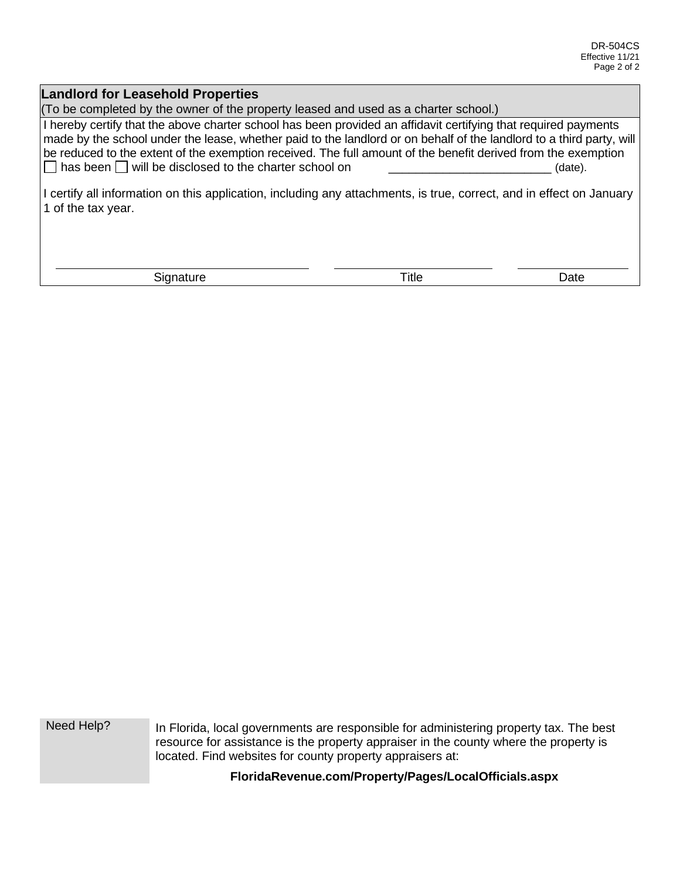## Landlord for Leasehold Properties

(To be completed by the owner of the property leased and used as a charter school.)

I hereby certify that the above charter school has been provided an affidavit certifying that required payments made by the school under the lease, whether paid to the landlord or on behalf of the landlord to a third party, will be reduced to the extent of the exemption received. The full amount of the benefit derived from the exemption ☐ has been ☐ will be disclosed to the charter school on ________________________ (date).

I certify all information on this application, including any attachments, is true, correct, and in effect on January 1 of the tax year.

| Signature | Title | Date |
|---|---|---|
| | | |

**Need Help?**

In Florida, local governments are responsible for administering property tax. The best resource for assistance is the property appraiser in the county where the property is located. Find websites for county property appraisers at:

**FloridaRevenue.com/Property/Pages/LocalOfficials.aspx**